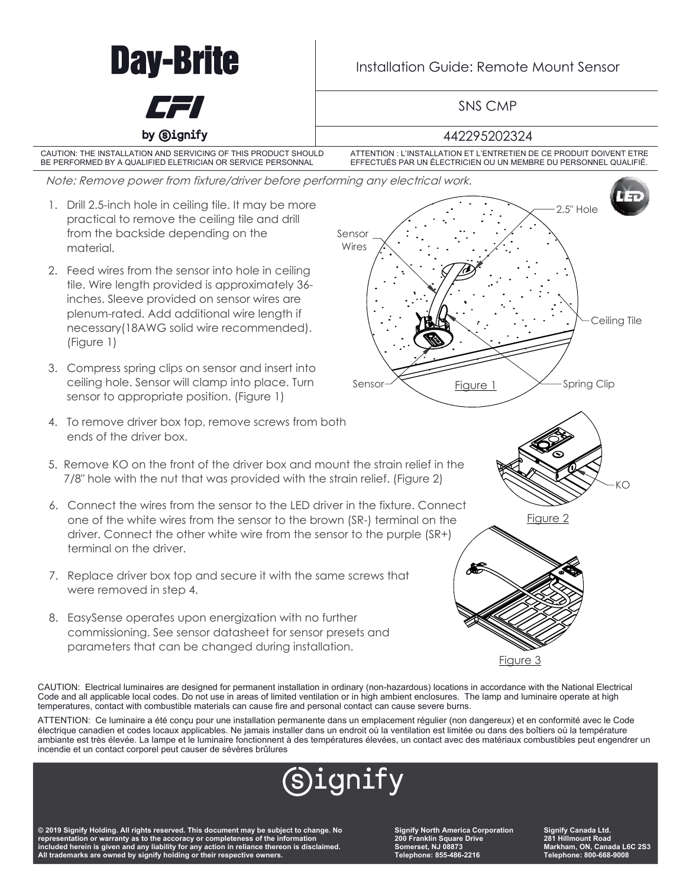# Day-Brite

CFI

by signify

Installation Guide: Remote Mount Sensor

SNS CMP

442295202324

CAUTION: THE INSTALLATION AND SERVICING OF THIS PRODUCT SHOULD BE PERFORMED BY A QUALIFIED ELETRICIAN OR SERVICE PERSONNAL

ATTENTION : L'INSTALLATION ET L'ENTRETIEN DE CE PRODUIT DOIVENT ETRE EFFECTUÉS PAR UN ÉLECTRICIEN OU UN MEMBRE DU PERSONNEL QUALIFIÉ.

*Note: Remove power from fixture/driver before performing any electrical work.*

1. Drill 2.5-inch hole in ceiling tile. It may be more practical to remove the ceiling tile and drill from the backside depending on the material.
2. Feed wires from the sensor into hole in ceiling tile. Wire length provided is approximately 36-inches. Sleeve provided on sensor wires are plenum-rated. Add additional wire length if necessary(18AWG solid wire recommended). (Figure 1)
3. Compress spring clips on sensor and insert into ceiling hole. Sensor will clamp into place. Turn sensor to appropriate position. (Figure 1)
4. To remove driver box top, remove screws from both ends of the driver box.
5. Remove KO on the front of the driver box and mount the strain relief in the 7/8" hole with the nut that was provided with the strain relief. (Figure 2)
6. Connect the wires from the sensor to the LED driver in the fixture. Connect one of the white wires from the sensor to the brown (SR-) terminal on the driver. Connect the other white wire from the sensor to the purple (SR+) terminal on the driver.
7. Replace driver box top and secure it with the same screws that were removed in step 4.
8. EasySense operates upon energization with no further commissioning. See sensor datasheet for sensor presets and parameters that can be changed during installation.

Sensor Wires — 2.5" Hole — Ceiling Tile — Sensor — Spring Clip

Figure 1

KO

Figure 2

Figure 3

CAUTION: Electrical luminaires are designed for permanent installation in ordinary (non-hazardous) locations in accordance with the National Electrical Code and all applicable local codes. Do not use in areas of limited ventilation or in high ambient enclosures. The lamp and luminaire operate at high temperatures, contact with combustible materials can cause fire and personal contact can cause severe burns.

ATTENTION: Ce luminaire a été conçu pour une installation permanente dans un emplacement régulier (non dangereux) et en conformité avec le Code électrique canadien et codes locaux applicables. Ne jamais installer dans un endroit où la ventilation est limitée ou dans des boîtiers où la température ambiante est très élevée. La lampe et le luminaire fonctionnent à des températures élevées, un contact avec des matériaux combustibles peut engendrer un incendie et un contact corporel peut causer de sévères brûlures

signify

**© 2019 Signify Holding. All rights reserved. This document may be subject to change. No representation or warranty as to the accoracy or completeness of the information included herein is given and any liability for any action in reliance thereon is disclaimed. All trademarks are owned by signify holding or their respective owners.**

**Signify North America Corporation**
**200 Franklin Square Drive**
**Somerset, NJ 08873**
**Telephone: 855-486-2216**

**Signify Canada Ltd.**
**281 Hillmount Road**
**Markham, ON, Canada L6C 2S3**
**Telephone: 800-668-9008**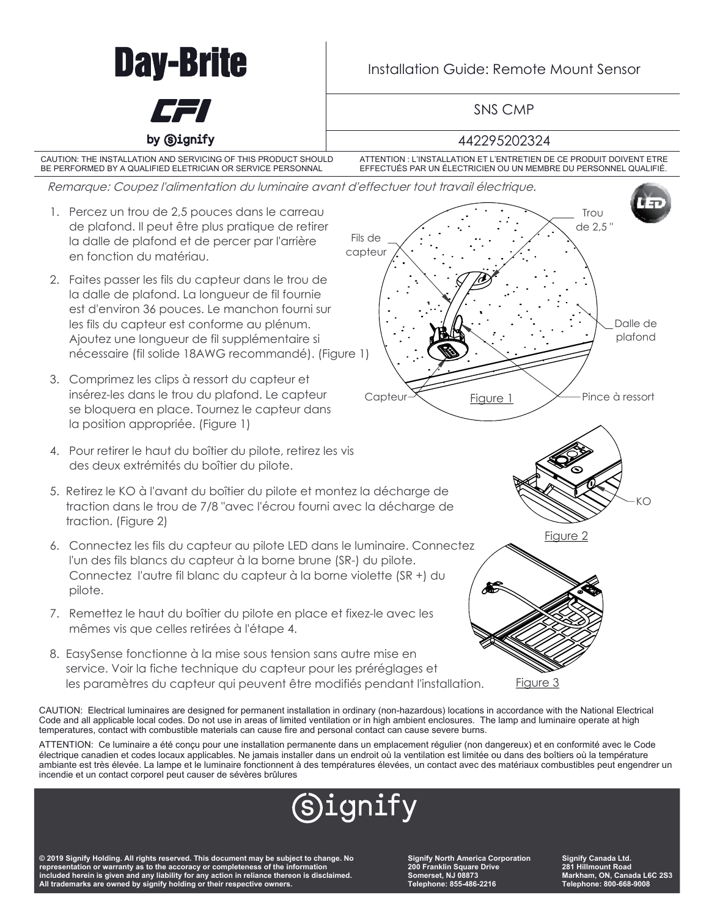# Day-Brite

CFI

by signify

Installation Guide: Remote Mount Sensor

SNS CMP

442295202324

CAUTION: THE INSTALLATION AND SERVICING OF THIS PRODUCT SHOULD BE PERFORMED BY A QUALIFIED ELETRICIAN OR SERVICE PERSONNAL

ATTENTION : L'INSTALLATION ET L'ENTRETIEN DE CE PRODUIT DOIVENT ETRE EFFECTUÉS PAR UN ÉLECTRICIEN OU UN MEMBRE DU PERSONNEL QUALIFIÉ.

*Remarque: Coupez l'alimentation du luminaire avant d'effectuer tout travail électrique.*

1. Percez un trou de 2,5 pouces dans le carreau de plafond. Il peut être plus pratique de retirer la dalle de plafond et de percer par l'arrière en fonction du matériau.
2. Faites passer les fils du capteur dans le trou de la dalle de plafond. La longueur de fil fournie est d'environ 36 pouces. Le manchon fourni sur les fils du capteur est conforme au plénum. Ajoutez une longueur de fil supplémentaire si nécessaire (fil solide 18AWG recommandé). (Figure 1)
3. Comprimez les clips à ressort du capteur et insérez-les dans le trou du plafond. Le capteur se bloquera en place. Tournez le capteur dans la position appropriée. (Figure 1)

Fils de capteur

Trou de 2,5 "

Dalle de plafond

Capteur

Pince à ressort

Figure 1

4. Pour retirer le haut du boîtier du pilote, retirez les vis des deux extrémités du boîtier du pilote.
5. Retirez le KO à l'avant du boîtier du pilote et montez la décharge de traction dans le trou de 7/8 "avec l'écrou fourni avec la décharge de traction. (Figure 2)
6. Connectez les fils du capteur au pilote LED dans le luminaire. Connectez l'un des fils blancs du capteur à la borne brune (SR-) du pilote. Connectez l'autre fil blanc du capteur à la borne violette (SR +) du pilote.
7. Remettez le haut du boîtier du pilote en place et fixez-le avec les mêmes vis que celles retirées à l'étape 4.
8. EasySense fonctionne à la mise sous tension sans autre mise en service. Voir la fiche technique du capteur pour les préréglages et les paramètres du capteur qui peuvent être modifiés pendant l'installation.

KO

Figure 2

Figure 3

CAUTION: Electrical luminaires are designed for permanent installation in ordinary (non-hazardous) locations in accordance with the National Electrical Code and all applicable local codes. Do not use in areas of limited ventilation or in high ambient enclosures. The lamp and luminaire operate at high temperatures, contact with combustible materials can cause fire and personal contact can cause severe burns.

ATTENTION: Ce luminaire a été conçu pour une installation permanente dans un emplacement régulier (non dangereux) et en conformité avec le Code électrique canadien et codes locaux applicables. Ne jamais installer dans un endroit où la ventilation est limitée ou dans des boîtiers où la température ambiante est très élevée. La lampe et le luminaire fonctionnent à des températures élevées, un contact avec des matériaux combustibles peut engendrer un incendie et un contact corporel peut causer de sévères brûlures

signify

**© 2019 Signify Holding. All rights reserved. This document may be subject to change. No representation or warranty as to the accoracy or completeness of the information included herein is given and any liability for any action in reliance thereon is disclaimed. All trademarks are owned by signify holding or their respective owners.**

**Signify North America Corporation**
**200 Franklin Square Drive**
**Somerset, NJ 08873**
**Telephone: 855-486-2216**

**Signify Canada Ltd.**
**281 Hillmount Road**
**Markham, ON, Canada L6C 2S3**
**Telephone: 800-668-9008**